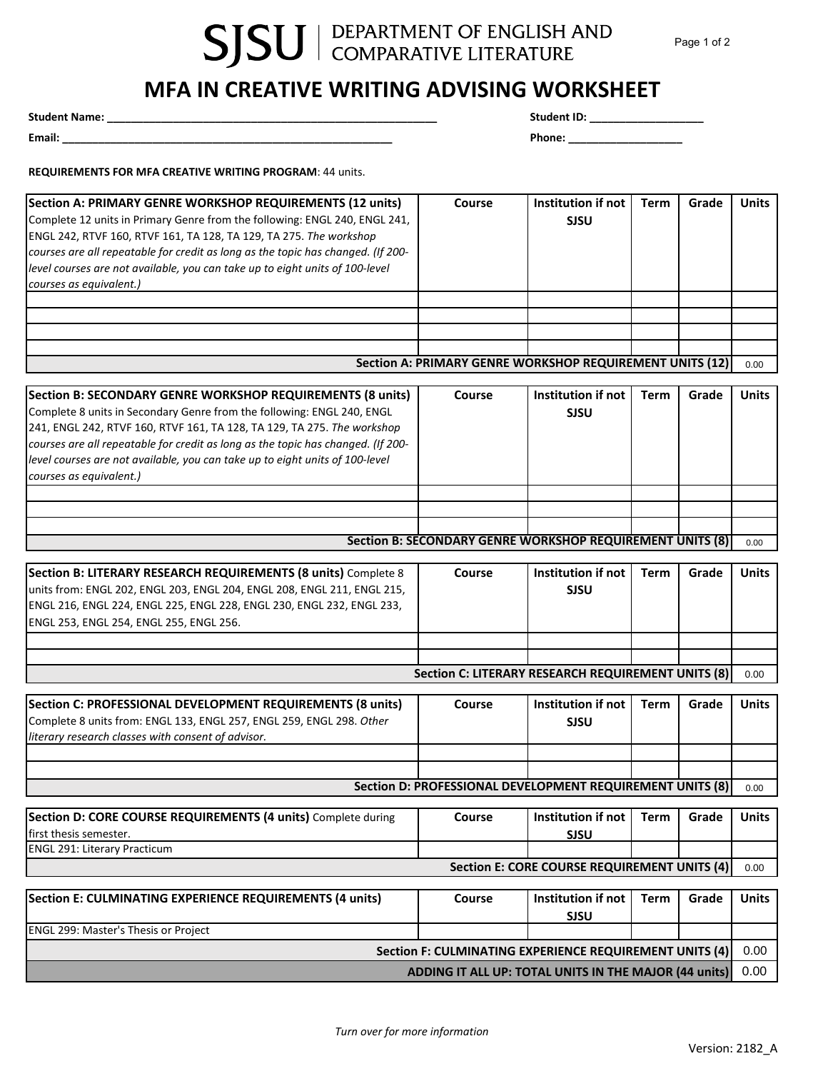SJSU | DEPARTMENT OF ENGLISH AND COMPARATIVE LITERATURE

# MFA IN CREATIVE WRITING ADVISING WORKSHEET

**Student Name:** ______________________________ **Student ID:** ____________________

**Email:** ______________________________ **Phone:** ____________________

**REQUIREMENTS FOR MFA CREATIVE WRITING PROGRAM**: 44 units.

| **Section A: PRIMARY GENRE WORKSHOP REQUIREMENTS (12 units)** Complete 12 units in Primary Genre from the following: ENGL 240, ENGL 241, ENGL 242, RTVF 160, RTVF 161, TA 128, TA 129, TA 275. *The workshop courses are all repeatable for credit as long as the topic has changed. (If 200-level courses are not available, you can take up to eight units of 100-level courses as equivalent.)* | **Course** | **Institution if not SJSU** | **Term** | **Grade** | **Units** |
|---|---|---|---|---|---|
| | | | | | |
| | | | | | |
| | | | | | |
| | | | | | |
| **Section A: PRIMARY GENRE WORKSHOP REQUIREMENT UNITS (12)** | | | | | 0.00 |

| **Section B: SECONDARY GENRE WORKSHOP REQUIREMENTS (8 units)** Complete 8 units in Secondary Genre from the following: ENGL 240, ENGL 241, ENGL 242, RTVF 160, RTVF 161, TA 128, TA 129, TA 275. *The workshop courses are all repeatable for credit as long as the topic has changed. (If 200-level courses are not available, you can take up to eight units of 100-level courses as equivalent.)* | **Course** | **Institution if not SJSU** | **Term** | **Grade** | **Units** |
|---|---|---|---|---|---|
| | | | | | |
| | | | | | |
| | | | | | |
| **Section B: SECONDARY GENRE WORKSHOP REQUIREMENT UNITS (8)** | | | | | 0.00 |

| **Section B: LITERARY RESEARCH REQUIREMENTS (8 units)** Complete 8 units from: ENGL 202, ENGL 203, ENGL 204, ENGL 208, ENGL 211, ENGL 215, ENGL 216, ENGL 224, ENGL 225, ENGL 228, ENGL 230, ENGL 232, ENGL 233, ENGL 253, ENGL 254, ENGL 255, ENGL 256. | **Course** | **Institution if not SJSU** | **Term** | **Grade** | **Units** |
|---|---|---|---|---|---|
| | | | | | |
| | | | | | |
| **Section C: LITERARY RESEARCH REQUIREMENT UNITS (8)** | | | | | 0.00 |

| **Section C: PROFESSIONAL DEVELOPMENT REQUIREMENTS (8 units)** Complete 8 units from: ENGL 133, ENGL 257, ENGL 259, ENGL 298. *Other literary research classes with consent of advisor.* | **Course** | **Institution if not SJSU** | **Term** | **Grade** | **Units** |
|---|---|---|---|---|---|
| | | | | | |
| | | | | | |
| **Section D: PROFESSIONAL DEVELOPMENT REQUIREMENT UNITS (8)** | | | | | 0.00 |

| **Section D: CORE COURSE REQUIREMENTS (4 units)** Complete during first thesis semester. | **Course** | **Institution if not SJSU** | **Term** | **Grade** | **Units** |
|---|---|---|---|---|---|
| ENGL 291: Literary Practicum | | | | | |
| **Section E: CORE COURSE REQUIREMENT UNITS (4)** | | | | | 0.00 |

| **Section E: CULMINATING EXPERIENCE REQUIREMENTS (4 units)** | **Course** | **Institution if not SJSU** | **Term** | **Grade** | **Units** |
|---|---|---|---|---|---|
| ENGL 299: Master's Thesis or Project | | | | | |
| **Section F: CULMINATING EXPERIENCE REQUIREMENT UNITS (4)** | | | | | 0.00 |
| **ADDING IT ALL UP: TOTAL UNITS IN THE MAJOR (44 units)** | | | | | 0.00 |

*Turn over for more information*

Version: 2182_A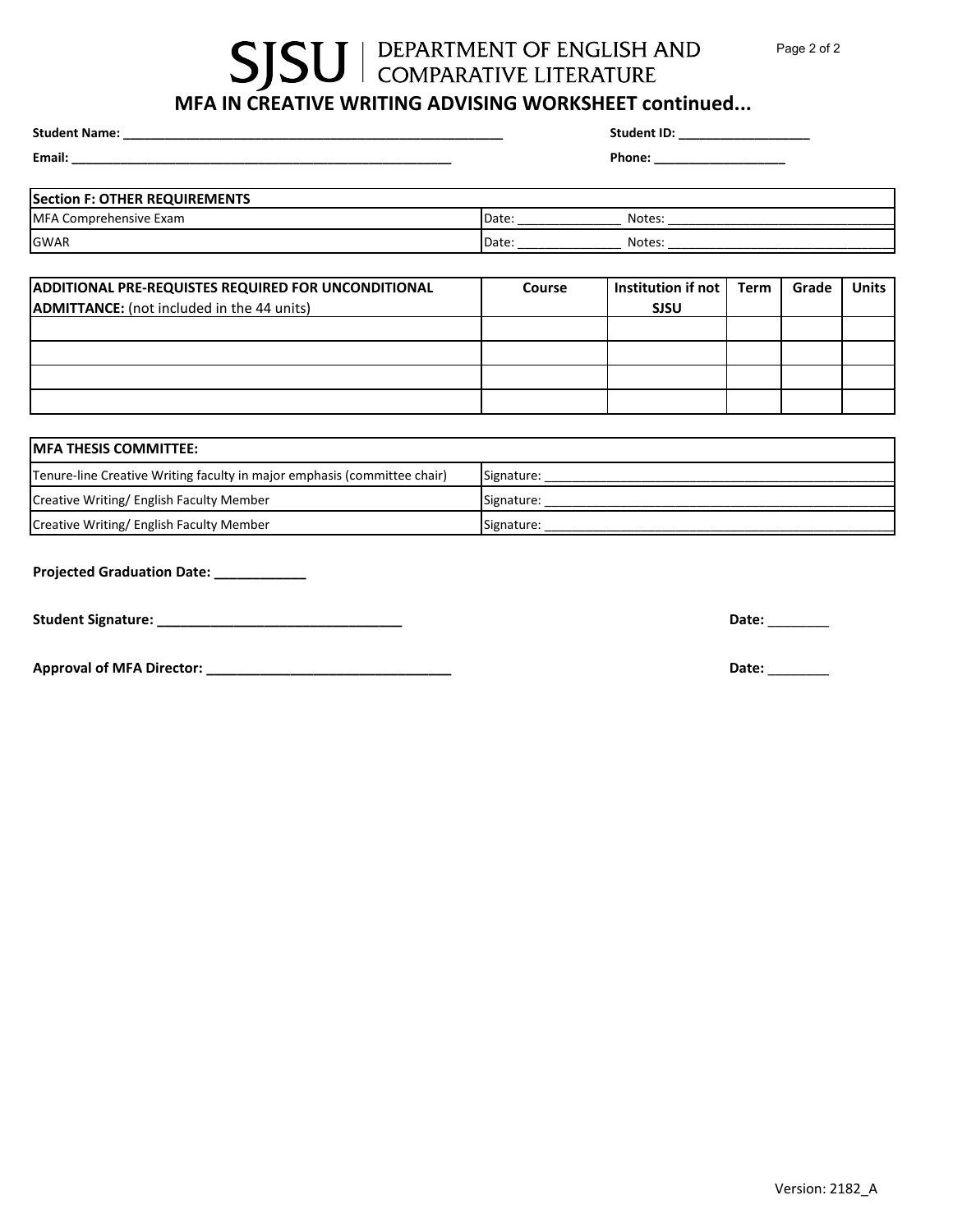# SJSU | DEPARTMENT OF ENGLISH AND COMPARATIVE LITERATURE

## MFA IN CREATIVE WRITING ADVISING WORKSHEET continued...

**Student Name:** _______________________________________________________ **Student ID:** ___________________

**Email:** _______________________________________________________ **Phone:** ___________________

| **Section F: OTHER REQUIREMENTS** | | |
|---|---|---|
| MFA Comprehensive Exam | Date: _______________ | Notes: _______________________________ |
| GWAR | Date: _______________ | Notes: _______________________________ |

| **ADDITIONAL PRE-REQUISTES REQUIRED FOR UNCONDITIONAL ADMITTANCE:** (not included in the 44 units) | **Course** | **Institution if not SJSU** | **Term** | **Grade** | **Units** |
|---|---|---|---|---|---|
| | | | | | |
| | | | | | |
| | | | | | |
| | | | | | |

| **MFA THESIS COMMITTEE:** | |
|---|---|
| Tenure-line Creative Writing faculty in major emphasis (committee chair) | Signature: _______________________________________________ |
| Creative Writing/ English Faculty Member | Signature: _______________________________________________ |
| Creative Writing/ English Faculty Member | Signature: _______________________________________________ |

**Projected Graduation Date:** ____________

**Student Signature:** ________________________________ **Date:** ________

**Approval of MFA Director:** ________________________________ **Date:** ________

Version: 2182_A